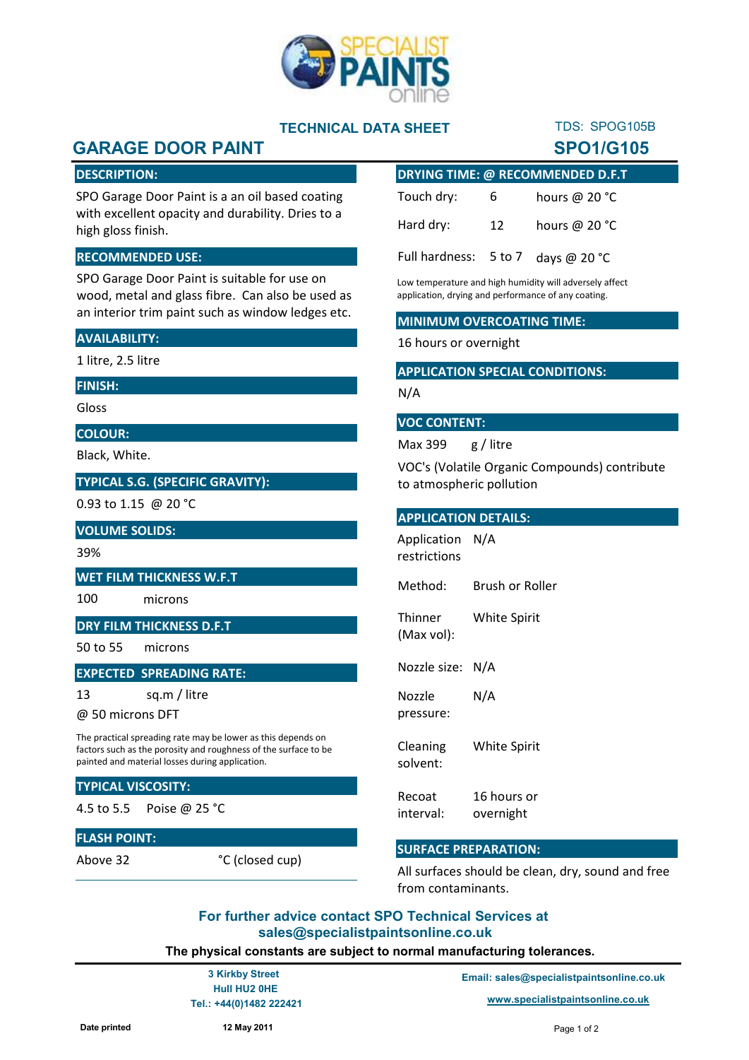**TECHNICAL DATA SHEET**

TDS: SPOG105B

# GARAGE DOOR PAINT

**SPO1/G105**

## DESCRIPTION:

SPO Garage Door Paint is a an oil based coating with excellent opacity and durability. Dries to a high gloss finish.

## RECOMMENDED USE:

SPO Garage Door Paint is suitable for use on wood, metal and glass fibre. Can also be used as an interior trim paint such as window ledges etc.

## AVAILABILITY:

1 litre, 2.5 litre

## FINISH:

Gloss

## COLOUR:

Black, White.

## TYPICAL S.G. (SPECIFIC GRAVITY):

0.93 to 1.15 @ 20 °C

## VOLUME SOLIDS:

39%

## WET FILM THICKNESS W.F.T

100 microns

## DRY FILM THICKNESS D.F.T

50 to 55 microns

## EXPECTED SPREADING RATE:

13 sq.m / litre

@ 50 microns DFT

The practical spreading rate may be lower as this depends on factors such as the porosity and roughness of the surface to be painted and material losses during application.

## TYPICAL VISCOSITY:

4.5 to 5.5 Poise @ 25 °C

## FLASH POINT:

Above 32 °C (closed cup)

## DRYING TIME: @ RECOMMENDED D.F.T

| | | |
|---|---|---|
| Touch dry: | 6 | hours @ 20 °C |
| Hard dry: | 12 | hours @ 20 °C |
| Full hardness: | 5 to 7 | days @ 20 °C |

Low temperature and high humidity will adversely affect application, drying and performance of any coating.

## MINIMUM OVERCOATING TIME:

16 hours or overnight

## APPLICATION SPECIAL CONDITIONS:

N/A

## VOC CONTENT:

Max 399 g / litre

VOC's (Volatile Organic Compounds) contribute to atmospheric pollution

## APPLICATION DETAILS:

| | |
|---|---|
| Application restrictions | N/A |
| Method: | Brush or Roller |
| Thinner (Max vol): | White Spirit |
| Nozzle size: | N/A |
| Nozzle pressure: | N/A |
| Cleaning solvent: | White Spirit |
| Recoat interval: | 16 hours or overnight |

## SURFACE PREPARATION:

All surfaces should be clean, dry, sound and free from contaminants.

**For further advice contact SPO Technical Services at sales@specialistpaintsonline.co.uk**

**The physical constants are subject to normal manufacturing tolerances.**

**3 Kirkby Street**
**Hull HU2 0HE**
**Tel.: +44(0)1482 222421**

**Email: sales@specialistpaintsonline.co.uk**

**www.specialistpaintsonline.co.uk**

**Date printed** **12 May 2011**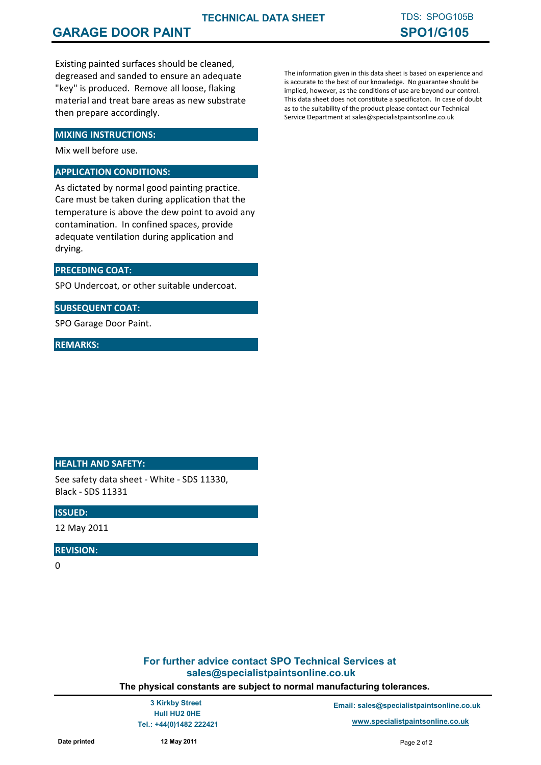# GARAGE DOOR PAINT

**TECHNICAL DATA SHEET**

TDS: SPOG105B

**SPO1/G105**

Existing painted surfaces should be cleaned, degreased and sanded to ensure an adequate "key" is produced. Remove all loose, flaking material and treat bare areas as new substrate then prepare accordingly.

## MIXING INSTRUCTIONS:

Mix well before use.

## APPLICATION CONDITIONS:

As dictated by normal good painting practice. Care must be taken during application that the temperature is above the dew point to avoid any contamination. In confined spaces, provide adequate ventilation during application and drying.

## PRECEDING COAT:

SPO Undercoat, or other suitable undercoat.

## SUBSEQUENT COAT:

SPO Garage Door Paint.

## REMARKS:

## HEALTH AND SAFETY:

See safety data sheet - White - SDS 11330, Black - SDS 11331

## ISSUED:

12 May 2011

## REVISION:

0

The information given in this data sheet is based on experience and is accurate to the best of our knowledge. No guarantee should be implied, however, as the conditions of use are beyond our control. This data sheet does not constitute a specificaton. In case of doubt as to the suitability of the product please contact our Technical Service Department at sales@specialistpaintsonline.co.uk

**For further advice contact SPO Technical Services at sales@specialistpaintsonline.co.uk**

**The physical constants are subject to normal manufacturing tolerances.**

**3 Kirkby Street**
**Hull HU2 0HE**
**Tel.: +44(0)1482 222421**

**Email: sales@specialistpaintsonline.co.uk**

**www.specialistpaintsonline.co.uk**

**Date printed** **12 May 2011**